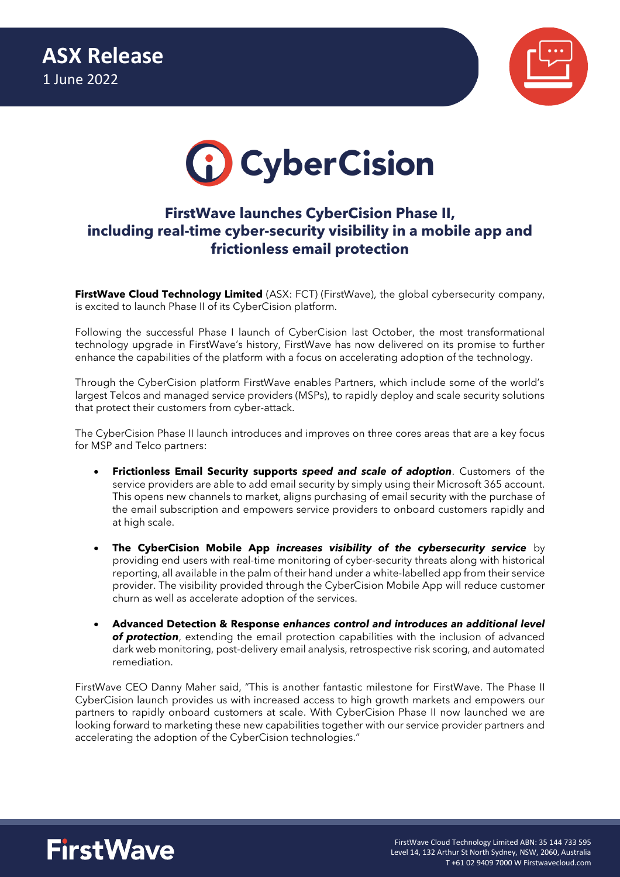**ASX Release**
1 June 2022

CyberCision

# FirstWave launches CyberCision Phase II, including real-time cyber-security visibility in a mobile app and frictionless email protection

**FirstWave Cloud Technology Limited** (ASX: FCT) (FirstWave), the global cybersecurity company, is excited to launch Phase II of its CyberCision platform.

Following the successful Phase I launch of CyberCision last October, the most transformational technology upgrade in FirstWave's history, FirstWave has now delivered on its promise to further enhance the capabilities of the platform with a focus on accelerating adoption of the technology.

Through the CyberCision platform FirstWave enables Partners, which include some of the world's largest Telcos and managed service providers (MSPs), to rapidly deploy and scale security solutions that protect their customers from cyber-attack.

The CyberCision Phase II launch introduces and improves on three cores areas that are a key focus for MSP and Telco partners:

- **Frictionless Email Security supports *speed and scale of adoption***. Customers of the service providers are able to add email security by simply using their Microsoft 365 account. This opens new channels to market, aligns purchasing of email security with the purchase of the email subscription and empowers service providers to onboard customers rapidly and at high scale.
- **The CyberCision Mobile App *increases visibility of the cybersecurity service*** by providing end users with real-time monitoring of cyber-security threats along with historical reporting, all available in the palm of their hand under a white-labelled app from their service provider. The visibility provided through the CyberCision Mobile App will reduce customer churn as well as accelerate adoption of the services.
- **Advanced Detection & Response *enhances control and introduces an additional level of protection***, extending the email protection capabilities with the inclusion of advanced dark web monitoring, post-delivery email analysis, retrospective risk scoring, and automated remediation.

FirstWave CEO Danny Maher said, "This is another fantastic milestone for FirstWave. The Phase II CyberCision launch provides us with increased access to high growth markets and empowers our partners to rapidly onboard customers at scale. With CyberCision Phase II now launched we are looking forward to marketing these new capabilities together with our service provider partners and accelerating the adoption of the CyberCision technologies."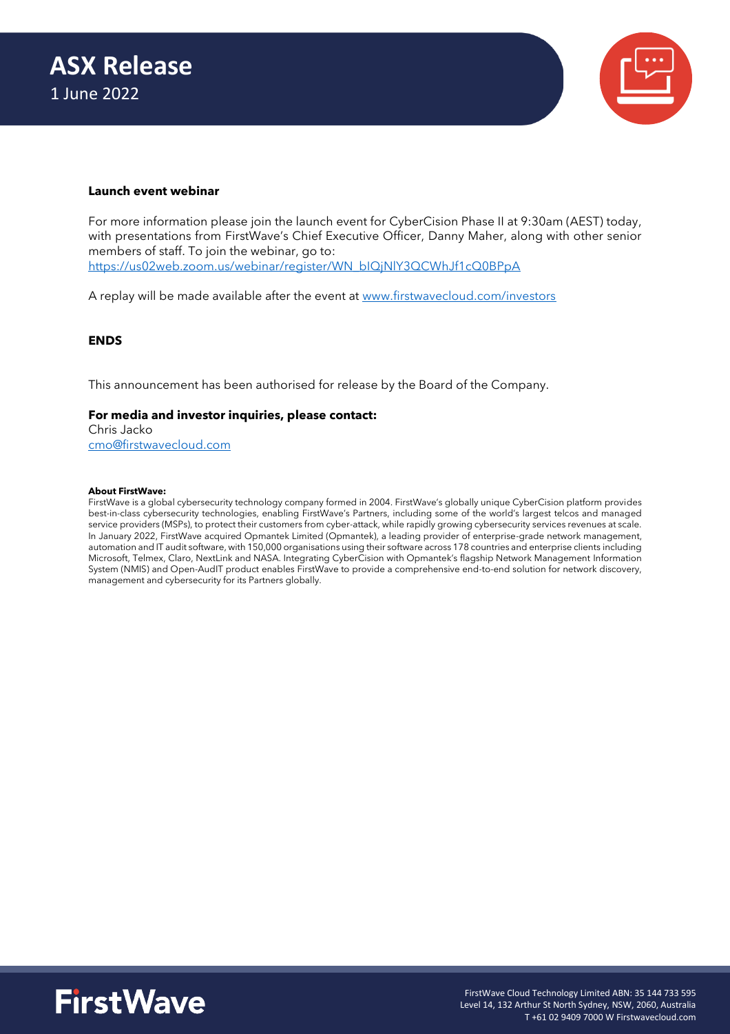**Launch event webinar**

For more information please join the launch event for CyberCision Phase II at 9:30am (AEST) today, with presentations from FirstWave's Chief Executive Officer, Danny Maher, along with other senior members of staff. To join the webinar, go to:
https://us02web.zoom.us/webinar/register/WN_bIQjNlY3QCWhJf1cQ0BPpA

A replay will be made available after the event at www.firstwavecloud.com/investors

**ENDS**

This announcement has been authorised for release by the Board of the Company.

**For media and investor inquiries, please contact:**
Chris Jacko
cmo@firstwavecloud.com

**About FirstWave:**
FirstWave is a global cybersecurity technology company formed in 2004. FirstWave's globally unique CyberCision platform provides best-in-class cybersecurity technologies, enabling FirstWave's Partners, including some of the world's largest telcos and managed service providers (MSPs), to protect their customers from cyber-attack, while rapidly growing cybersecurity services revenues at scale. In January 2022, FirstWave acquired Opmantek Limited (Opmantek), a leading provider of enterprise-grade network management, automation and IT audit software, with 150,000 organisations using their software across 178 countries and enterprise clients including Microsoft, Telmex, Claro, NextLink and NASA. Integrating CyberCision with Opmantek's flagship Network Management Information System (NMIS) and Open-AudIT product enables FirstWave to provide a comprehensive end-to-end solution for network discovery, management and cybersecurity for its Partners globally.